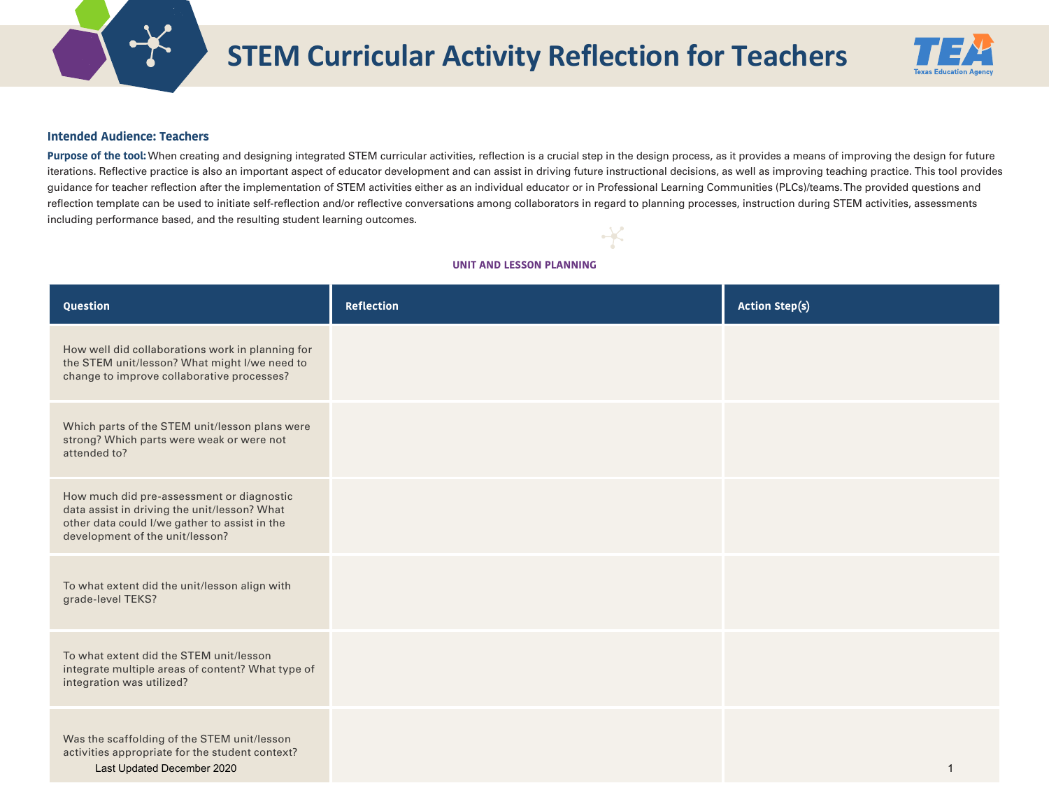# STEM Curricular Activity Reflection for Teachers

**Intended Audience: Teachers**

**Purpose of the tool:** When creating and designing integrated STEM curricular activities, reflection is a crucial step in the design process, as it provides a means of improving the design for future iterations. Reflective practice is also an important aspect of educator development and can assist in driving future instructional decisions, as well as improving teaching practice. This tool provides guidance for teacher reflection after the implementation of STEM activities either as an individual educator or in Professional Learning Communities (PLCs)/teams. The provided questions and reflection template can be used to initiate self-reflection and/or reflective conversations among collaborators in regard to planning processes, instruction during STEM activities, assessments including performance based, and the resulting student learning outcomes.

## UNIT AND LESSON PLANNING

| Question | Reflection | Action Step(s) |
| --- | --- | --- |
| How well did collaborations work in planning for the STEM unit/lesson? What might I/we need to change to improve collaborative processes? | | |
| Which parts of the STEM unit/lesson plans were strong? Which parts were weak or were not attended to? | | |
| How much did pre-assessment or diagnostic data assist in driving the unit/lesson? What other data could I/we gather to assist in the development of the unit/lesson? | | |
| To what extent did the unit/lesson align with grade-level TEKS? | | |
| To what extent did the STEM unit/lesson integrate multiple areas of content? What type of integration was utilized? | | |
| Was the scaffolding of the STEM unit/lesson activities appropriate for the student context? | | |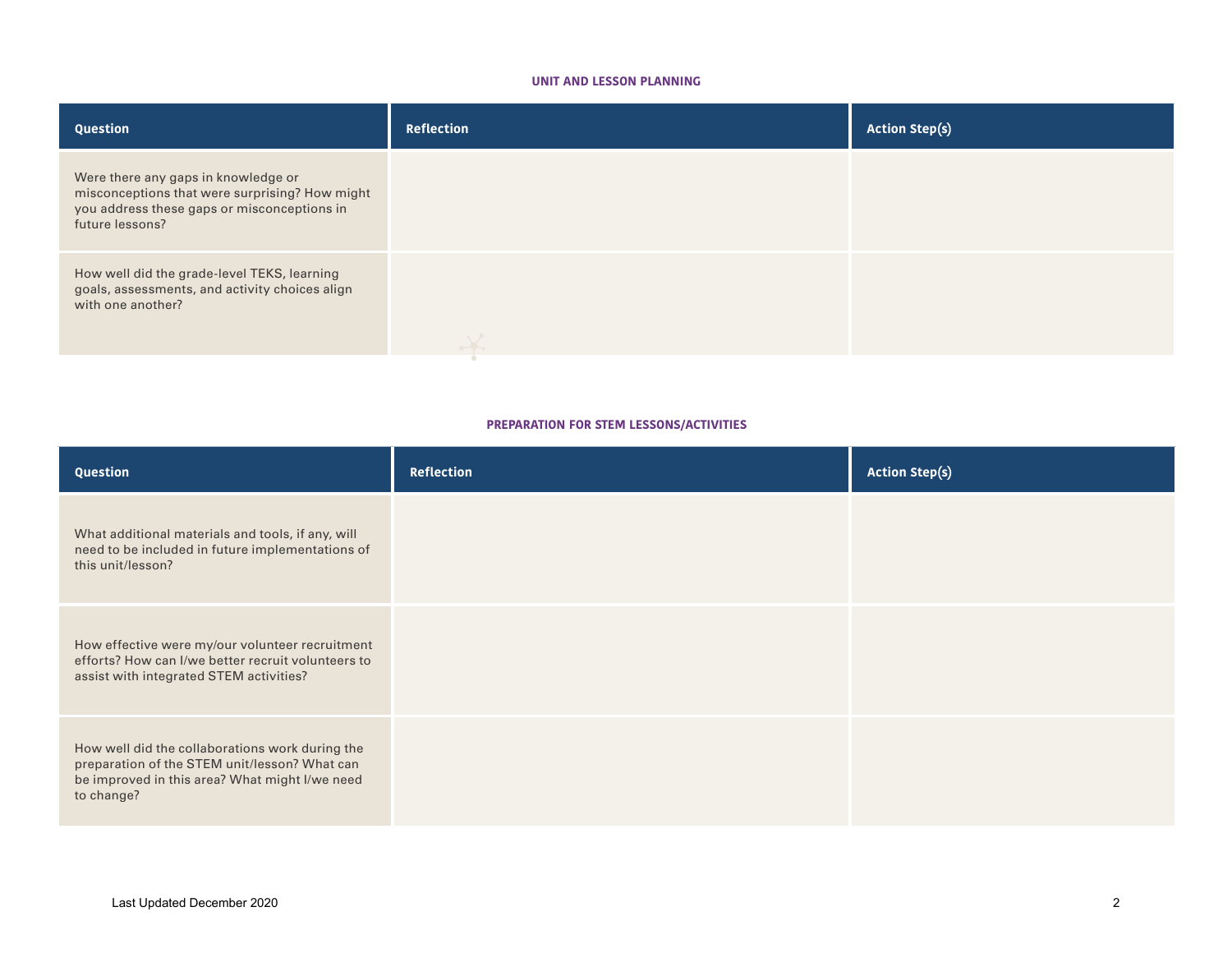### UNIT AND LESSON PLANNING

| Question | Reflection | Action Step(s) |
| --- | --- | --- |
| Were there any gaps in knowledge or misconceptions that were surprising? How might you address these gaps or misconceptions in future lessons? | | |
| How well did the grade-level TEKS, learning goals, assessments, and activity choices align with one another? | | |

### PREPARATION FOR STEM LESSONS/ACTIVITIES

| Question | Reflection | Action Step(s) |
| --- | --- | --- |
| What additional materials and tools, if any, will need to be included in future implementations of this unit/lesson? | | |
| How effective were my/our volunteer recruitment efforts? How can I/we better recruit volunteers to assist with integrated STEM activities? | | |
| How well did the collaborations work during the preparation of the STEM unit/lesson? What can be improved in this area? What might I/we need to change? | | |

Last Updated December 2020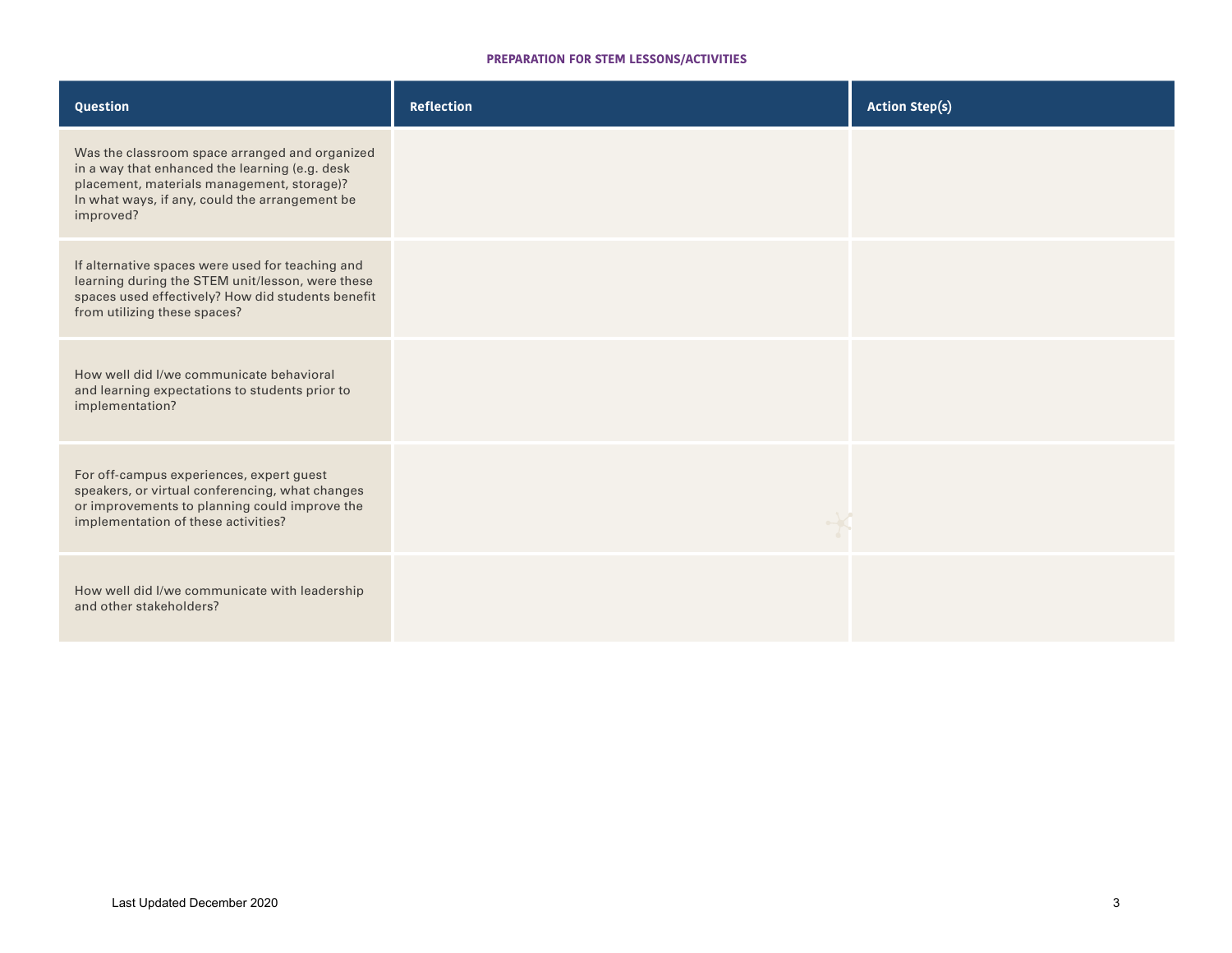## PREPARATION FOR STEM LESSONS/ACTIVITIES

| Question | Reflection | Action Step(s) |
|---|---|---|
| Was the classroom space arranged and organized in a way that enhanced the learning (e.g. desk placement, materials management, storage)? In what ways, if any, could the arrangement be improved? | | |
| If alternative spaces were used for teaching and learning during the STEM unit/lesson, were these spaces used effectively? How did students benefit from utilizing these spaces? | | |
| How well did I/we communicate behavioral and learning expectations to students prior to implementation? | | |
| For off-campus experiences, expert guest speakers, or virtual conferencing, what changes or improvements to planning could improve the implementation of these activities? | | |
| How well did I/we communicate with leadership and other stakeholders? | | |

Last Updated December 2020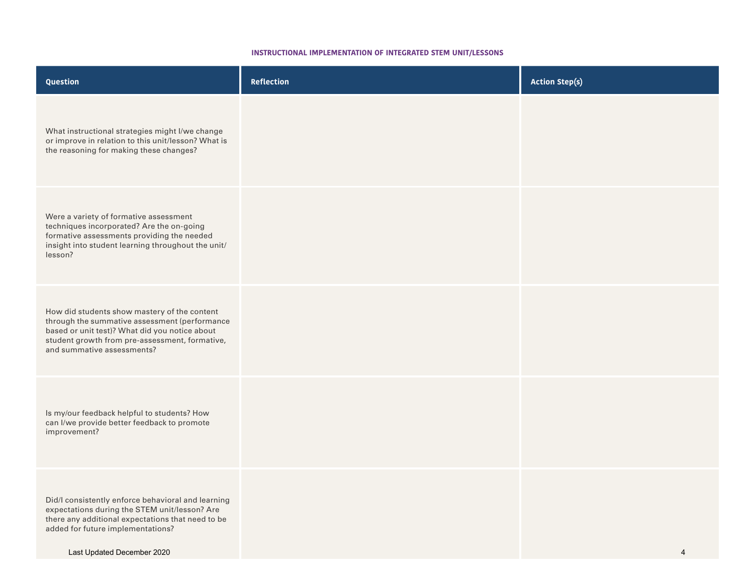## INSTRUCTIONAL IMPLEMENTATION OF INTEGRATED STEM UNIT/LESSONS

| Question | Reflection | Action Step(s) |
|---|---|---|
| What instructional strategies might I/we change or improve in relation to this unit/lesson? What is the reasoning for making these changes? | | |
| Were a variety of formative assessment techniques incorporated? Are the on-going formative assessments providing the needed insight into student learning throughout the unit/ lesson? | | |
| How did students show mastery of the content through the summative assessment (performance based or unit test)? What did you notice about student growth from pre-assessment, formative, and summative assessments? | | |
| Is my/our feedback helpful to students? How can I/we provide better feedback to promote improvement? | | |
| Did/I consistently enforce behavioral and learning expectations during the STEM unit/lesson? Are there any additional expectations that need to be added for future implementations? | | |

Last Updated December 2020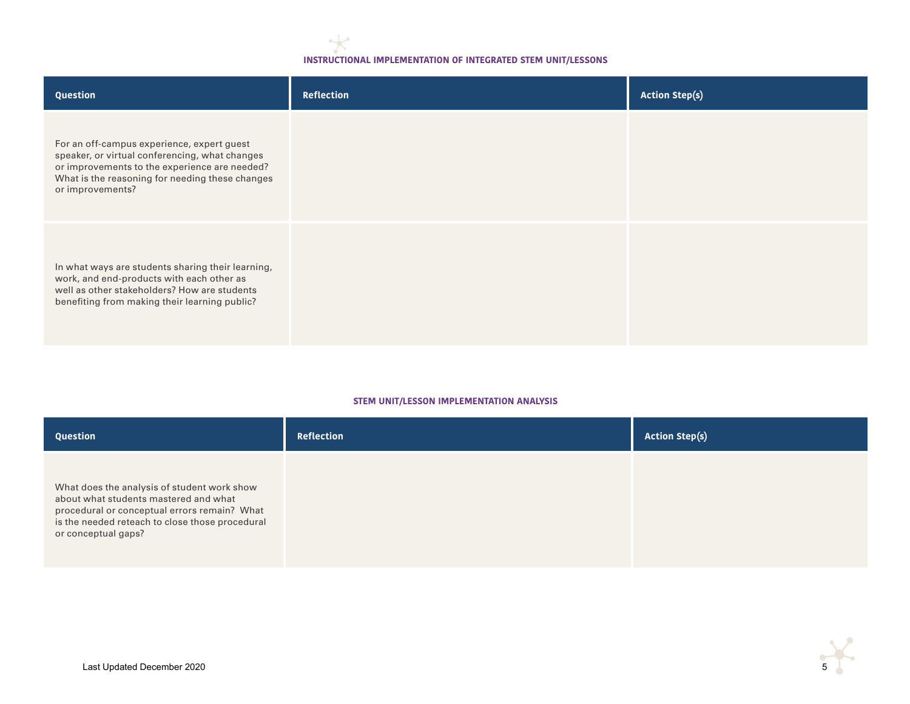### INSTRUCTIONAL IMPLEMENTATION OF INTEGRATED STEM UNIT/LESSONS

| Question | Reflection | Action Step(s) |
| --- | --- | --- |
| For an off-campus experience, expert guest speaker, or virtual conferencing, what changes or improvements to the experience are needed? What is the reasoning for needing these changes or improvements? | | |
| In what ways are students sharing their learning, work, and end-products with each other as well as other stakeholders? How are students benefiting from making their learning public? | | |

### STEM UNIT/LESSON IMPLEMENTATION ANALYSIS

| Question | Reflection | Action Step(s) |
| --- | --- | --- |
| What does the analysis of student work show about what students mastered and what procedural or conceptual errors remain? What is the needed reteach to close those procedural or conceptual gaps? | | |

Last Updated December 2020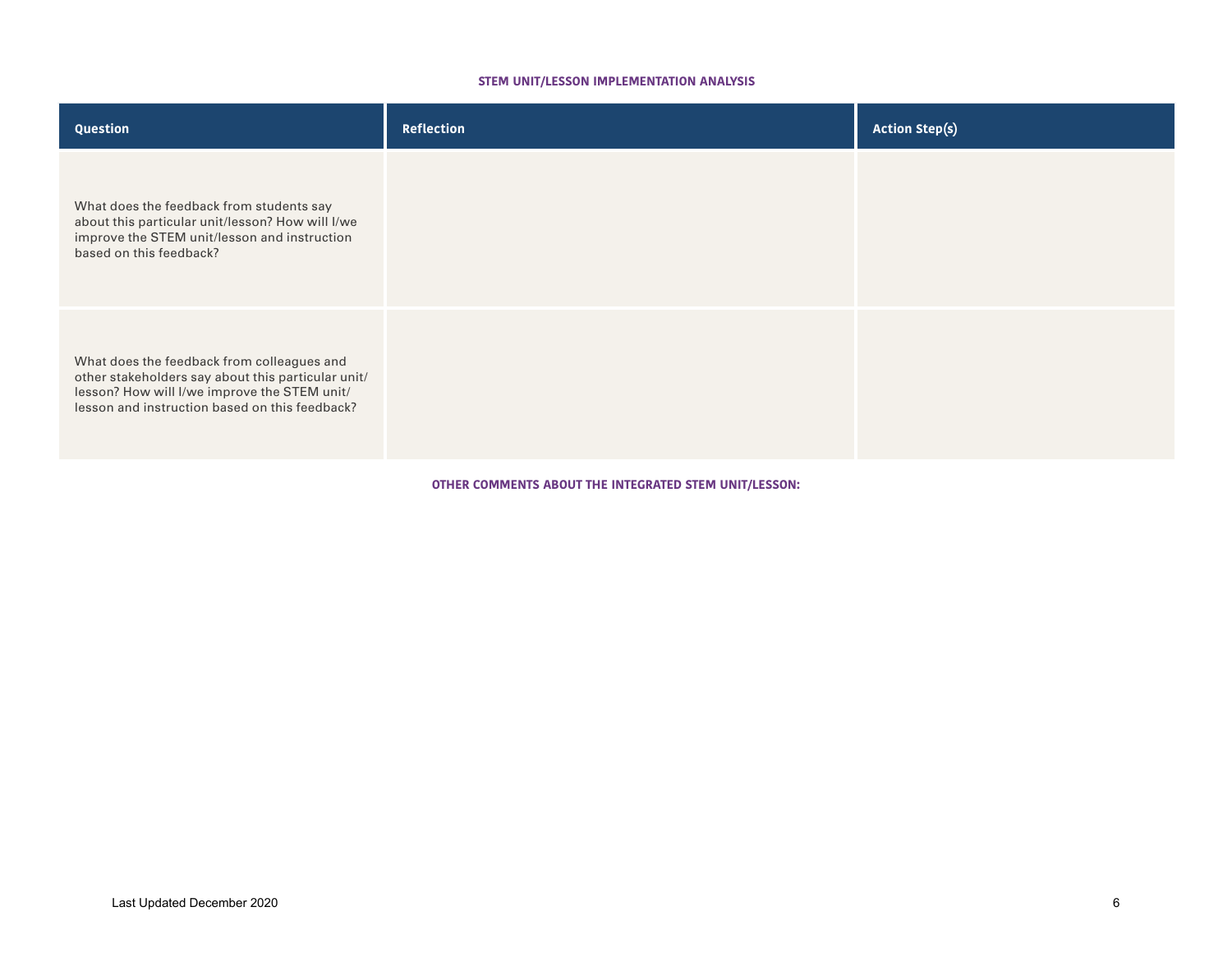**STEM UNIT/LESSON IMPLEMENTATION ANALYSIS**

| Question | Reflection | Action Step(s) |
|---|---|---|
| What does the feedback from students say about this particular unit/lesson? How will I/we improve the STEM unit/lesson and instruction based on this feedback? | | |
| What does the feedback from colleagues and other stakeholders say about this particular unit/lesson? How will I/we improve the STEM unit/lesson and instruction based on this feedback? | | |

**OTHER COMMENTS ABOUT THE INTEGRATED STEM UNIT/LESSON:**

Last Updated December 2020